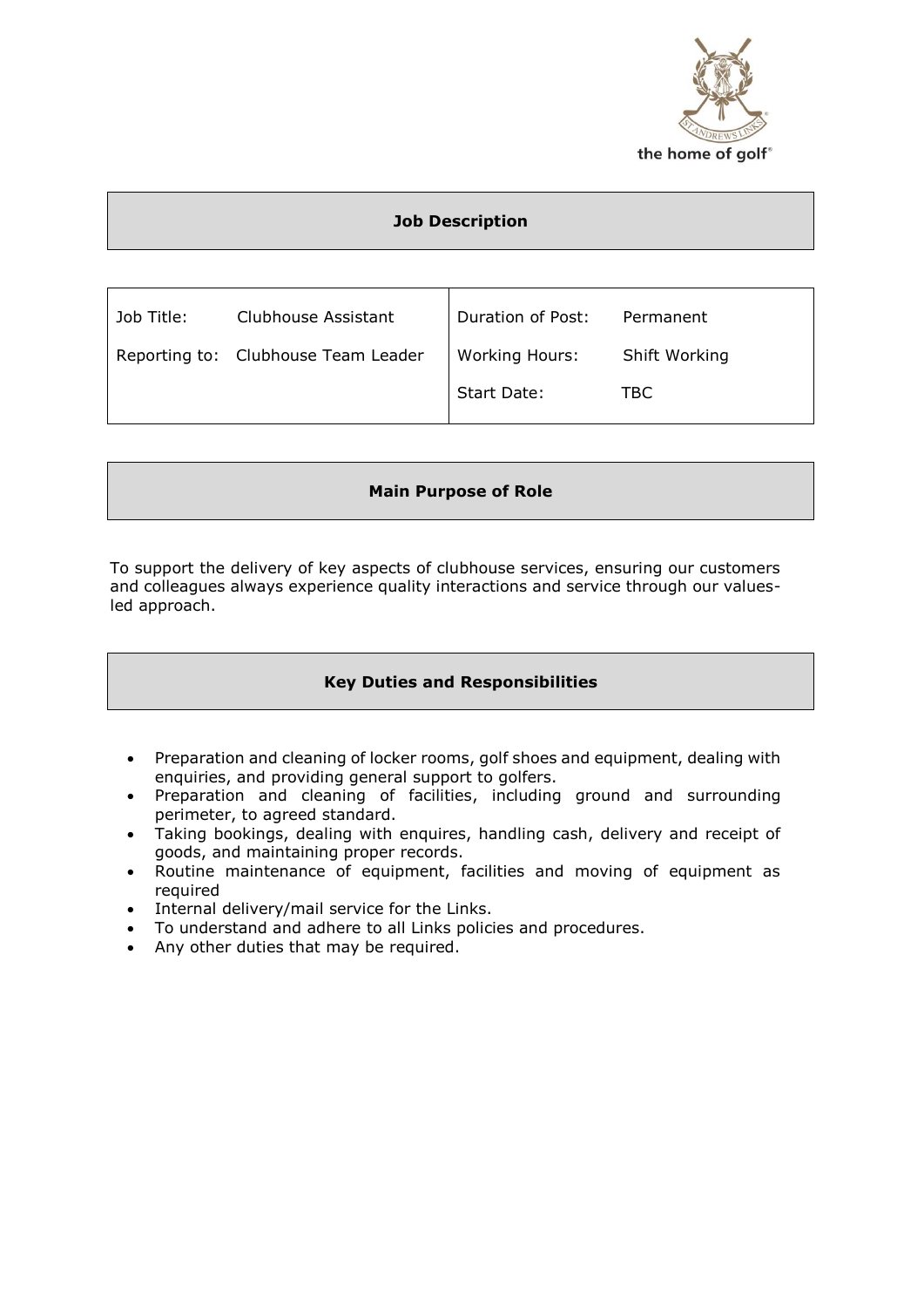the home of golf®

## Job Description

| | | | |
|---|---|---|---|
| Job Title: | Clubhouse Assistant | Duration of Post: | Permanent |
| Reporting to: | Clubhouse Team Leader | Working Hours: | Shift Working |
| | | Start Date: | TBC |

## Main Purpose of Role

To support the delivery of key aspects of clubhouse services, ensuring our customers and colleagues always experience quality interactions and service through our values-led approach.

## Key Duties and Responsibilities

- Preparation and cleaning of locker rooms, golf shoes and equipment, dealing with enquiries, and providing general support to golfers.
- Preparation and cleaning of facilities, including ground and surrounding perimeter, to agreed standard.
- Taking bookings, dealing with enquires, handling cash, delivery and receipt of goods, and maintaining proper records.
- Routine maintenance of equipment, facilities and moving of equipment as required
- Internal delivery/mail service for the Links.
- To understand and adhere to all Links policies and procedures.
- Any other duties that may be required.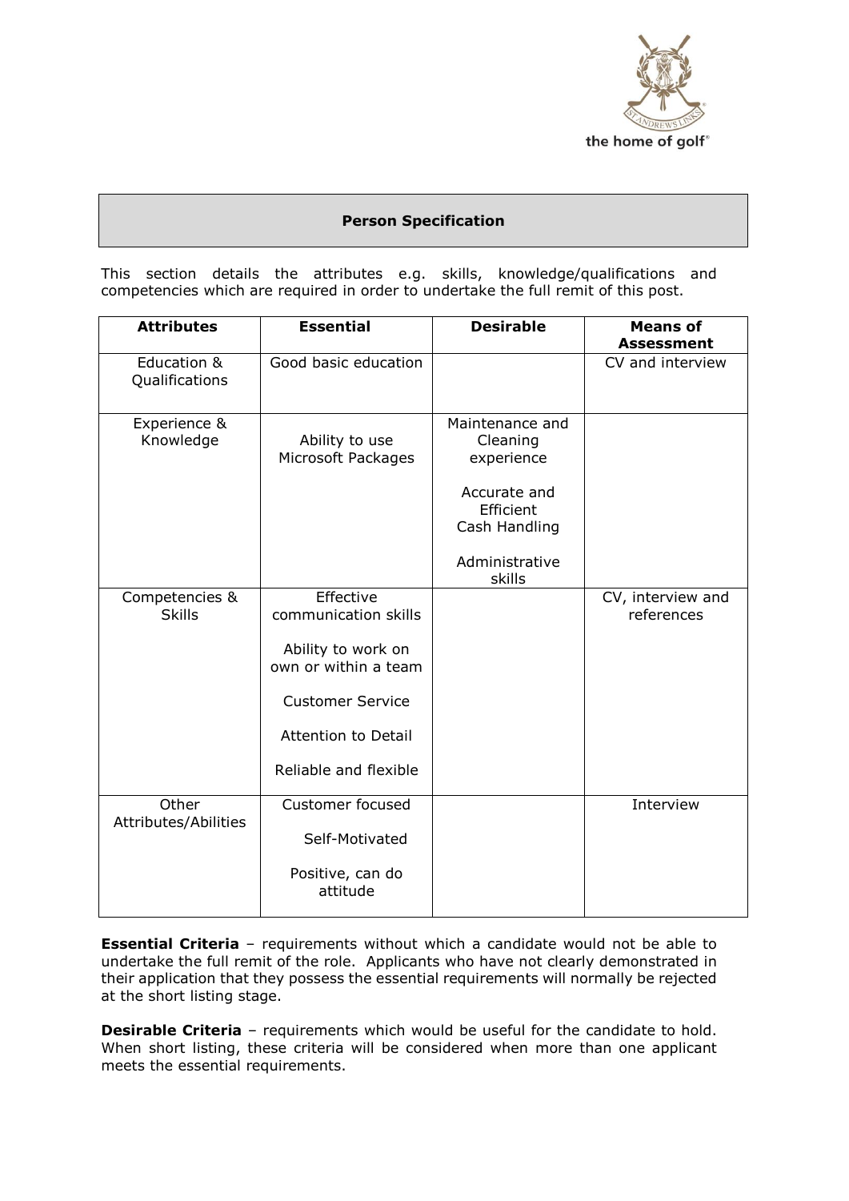## Person Specification

This section details the attributes e.g. skills, knowledge/qualifications and competencies which are required in order to undertake the full remit of this post.

| Attributes | Essential | Desirable | Means of Assessment |
|---|---|---|---|
| Education & Qualifications | Good basic education | | CV and interview |
| Experience & Knowledge | Ability to use Microsoft Packages | Maintenance and Cleaning experience<br><br>Accurate and Efficient Cash Handling<br><br>Administrative skills | |
| Competencies & Skills | Effective communication skills<br><br>Ability to work on own or within a team<br><br>Customer Service<br><br>Attention to Detail<br><br>Reliable and flexible | | CV, interview and references |
| Other Attributes/Abilities | Customer focused<br><br>Self-Motivated<br><br>Positive, can do attitude | | Interview |

**Essential Criteria** – requirements without which a candidate would not be able to undertake the full remit of the role. Applicants who have not clearly demonstrated in their application that they possess the essential requirements will normally be rejected at the short listing stage.

**Desirable Criteria** – requirements which would be useful for the candidate to hold. When short listing, these criteria will be considered when more than one applicant meets the essential requirements.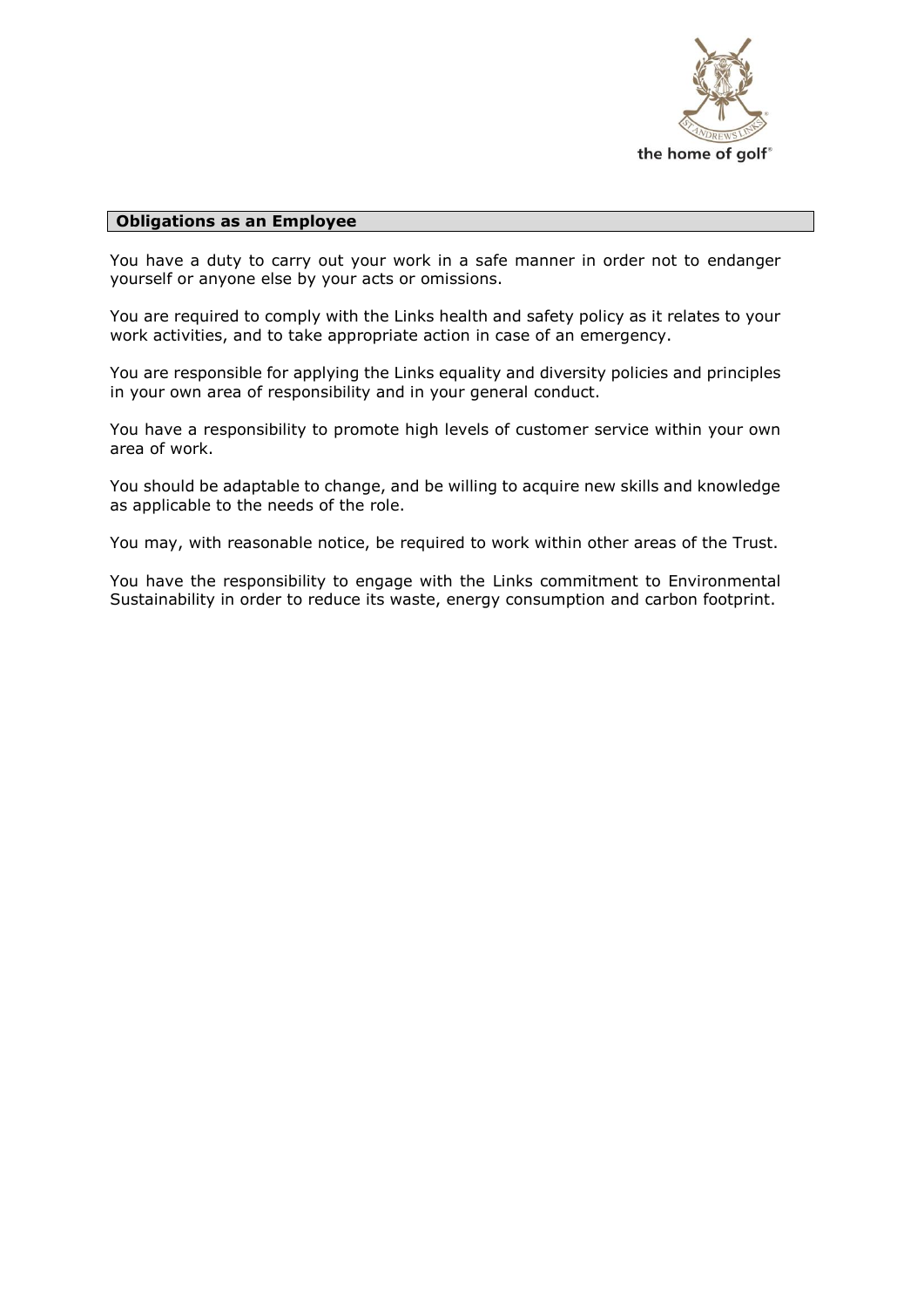## Obligations as an Employee

You have a duty to carry out your work in a safe manner in order not to endanger yourself or anyone else by your acts or omissions.

You are required to comply with the Links health and safety policy as it relates to your work activities, and to take appropriate action in case of an emergency.

You are responsible for applying the Links equality and diversity policies and principles in your own area of responsibility and in your general conduct.

You have a responsibility to promote high levels of customer service within your own area of work.

You should be adaptable to change, and be willing to acquire new skills and knowledge as applicable to the needs of the role.

You may, with reasonable notice, be required to work within other areas of the Trust.

You have the responsibility to engage with the Links commitment to Environmental Sustainability in order to reduce its waste, energy consumption and carbon footprint.